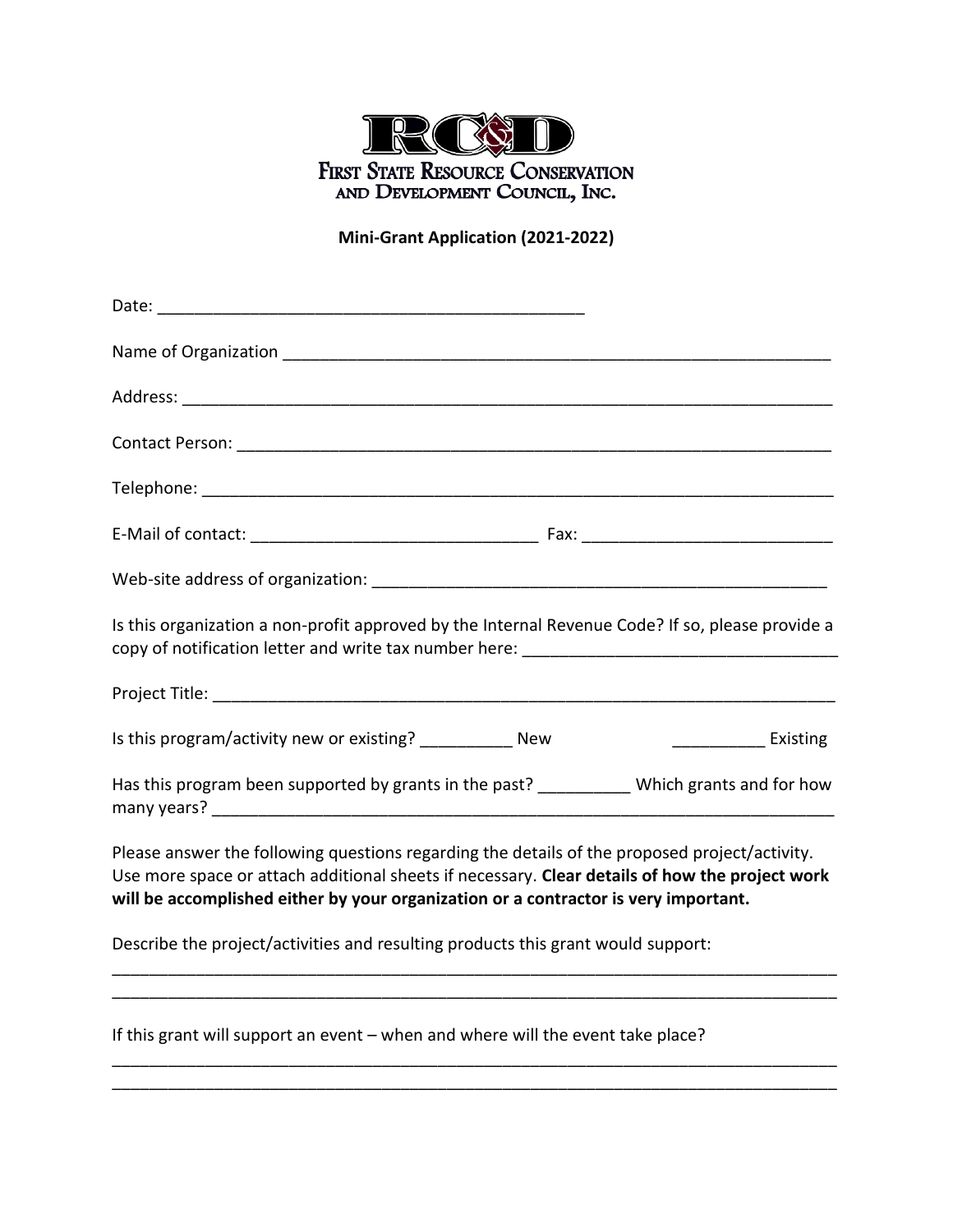RC&D

FIRST STATE RESOURCE CONSERVATION AND DEVELOPMENT COUNCIL, INC.

**Mini-Grant Application (2021-2022)**

Date: ______________________________________________

Name of Organization ____________________________________________________________

Address: _______________________________________________________________________

Contact Person: _________________________________________________________________

Telephone: _____________________________________________________________________

E-Mail of contact: _____________________________ Fax: __________________________

Web-site address of organization: ________________________________________________

Is this organization a non-profit approved by the Internal Revenue Code? If so, please provide a copy of notification letter and write tax number here: _________________________________

Project Title: ___________________________________________________________________

Is this program/activity new or existing? __________ New __________ Existing

Has this program been supported by grants in the past? __________ Which grants and for how many years? ____________________________________________________________________

Please answer the following questions regarding the details of the proposed project/activity. Use more space or attach additional sheets if necessary. **Clear details of how the project work will be accomplished either by your organization or a contractor is very important.**

Describe the project/activities and resulting products this grant would support:

_______________________________________________________________________________

_______________________________________________________________________________

If this grant will support an event – when and where will the event take place?

_______________________________________________________________________________

_______________________________________________________________________________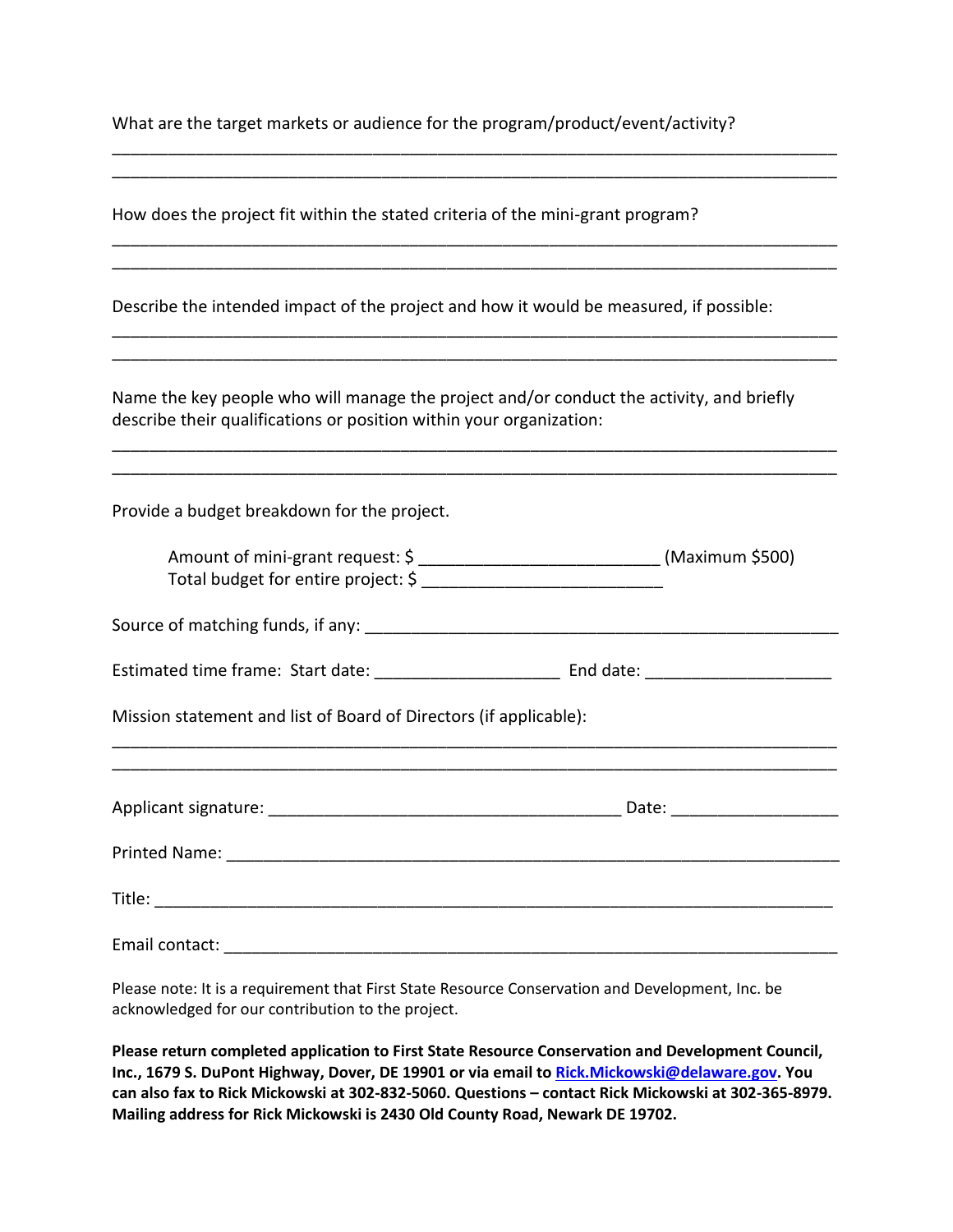What are the target markets or audience for the program/product/event/activity?

_______________________________________________________________________________
_______________________________________________________________________________

How does the project fit within the stated criteria of the mini-grant program?

_______________________________________________________________________________
_______________________________________________________________________________

Describe the intended impact of the project and how it would be measured, if possible:

_______________________________________________________________________________
_______________________________________________________________________________

Name the key people who will manage the project and/or conduct the activity, and briefly describe their qualifications or position within your organization:

_______________________________________________________________________________
_______________________________________________________________________________

Provide a budget breakdown for the project.

Amount of mini-grant request: $ __________________________ (Maximum $500)
Total budget for entire project: $ __________________________

Source of matching funds, if any: ______________________________________________

Estimated time frame: Start date: ____________________ End date: ____________________

Mission statement and list of Board of Directors (if applicable):

_______________________________________________________________________________
_______________________________________________________________________________

Applicant signature: ______________________________________ Date: __________________

Printed Name: _____________________________________________________________

Title: ____________________________________________________________________

Email contact: _____________________________________________________________

Please note: It is a requirement that First State Resource Conservation and Development, Inc. be acknowledged for our contribution to the project.

**Please return completed application to First State Resource Conservation and Development Council, Inc., 1679 S. DuPont Highway, Dover, DE 19901 or via email to Rick.Mickowski@delaware.gov. You can also fax to Rick Mickowski at 302-832-5060. Questions – contact Rick Mickowski at 302-365-8979. Mailing address for Rick Mickowski is 2430 Old County Road, Newark DE 19702.**